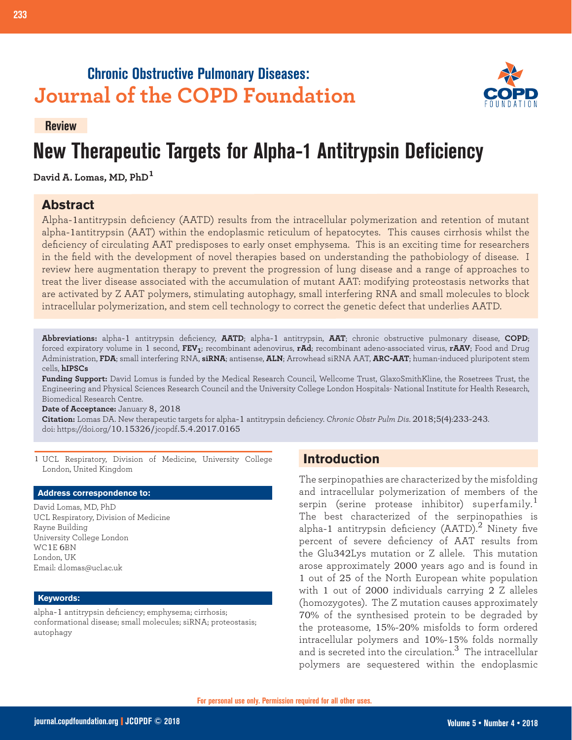**Chronic Obstructive Pulmonary Diseases:**
**Journal of the COPD Foundation**

**Review**

# New Therapeutic Targets for Alpha-1 Antitrypsin Deficiency

**David A. Lomas, MD, PhD[1]**

## Abstract

Alpha-1antitrypsin deficiency (AATD) results from the intracellular polymerization and retention of mutant alpha-1antitrypsin (AAT) within the endoplasmic reticulum of hepatocytes. This causes cirrhosis whilst the deficiency of circulating AAT predisposes to early onset emphysema. This is an exciting time for researchers in the field with the development of novel therapies based on understanding the pathobiology of disease. I review here augmentation therapy to prevent the progression of lung disease and a range of approaches to treat the liver disease associated with the accumulation of mutant AAT: modifying proteostasis networks that are activated by Z AAT polymers, stimulating autophagy, small interfering RNA and small molecules to block intracellular polymerization, and stem cell technology to correct the genetic defect that underlies AATD.

**Abbreviations:** alpha-1 antitrypsin deficiency, **AATD**; alpha-1 antitrypsin, **AAT**; chronic obstructive pulmonary disease, **COPD**; forced expiratory volume in 1 second, **$FEV_1$**; recombinant adenovirus, **rAd**; recombinant adeno-associated virus, **rAAV**; Food and Drug Administration, **FDA**; small interfering RNA, **siRNA**; antisense, **ALN**; Arrowhead siRNA AAT, **ARC-AAT**; human-induced pluripotent stem cells, **hIPSCs**

**Funding Support:** David Lomus is funded by the Medical Research Council, Wellcome Trust, GlaxoSmithKline, the Rosetrees Trust, the Engineering and Physical Sciences Research Council and the University College London Hospitals- National Institute for Health Research, Biomedical Research Centre.

**Date of Acceptance:** January 8, 2018

**Citation:** Lomas DA. New therapeutic targets for alpha-1 antitrypsin deficiency. *Chronic Obstr Pulm Dis*. 2018;5(4):233-243. doi: https://doi.org/10.15326/jcopdf.5.4.2017.0165

1 UCL Respiratory, Division of Medicine, University College London, United Kingdom

**Address correspondence to:**

David Lomas, MD, PhD
UCL Respiratory, Division of Medicine
Rayne Building
University College London
WC1E 6BN
London, UK
Email: d.lomas@ucl.ac.uk

**Keywords:**

alpha-1 antitrypsin deficiency; emphysema; cirrhosis; conformational disease; small molecules; siRNA; proteostasis; autophagy

## Introduction

The serpinopathies are characterized by the misfolding and intracellular polymerization of members of the serpin (serine protease inhibitor) superfamily.[1] The best characterized of the serpinopathies is alpha-1 antitrypsin deficiency (AATD).[2] Ninety five percent of severe deficiency of AAT results from the Glu342Lys mutation or Z allele. This mutation arose approximately 2000 years ago and is found in 1 out of 25 of the North European white population with 1 out of 2000 individuals carrying 2 Z alleles (homozygotes). The Z mutation causes approximately 70% of the synthesised protein to be degraded by the proteasome, 15%-20% misfolds to form ordered intracellular polymers and 10%-15% folds normally and is secreted into the circulation.[3] The intracellular polymers are sequestered within the endoplasmic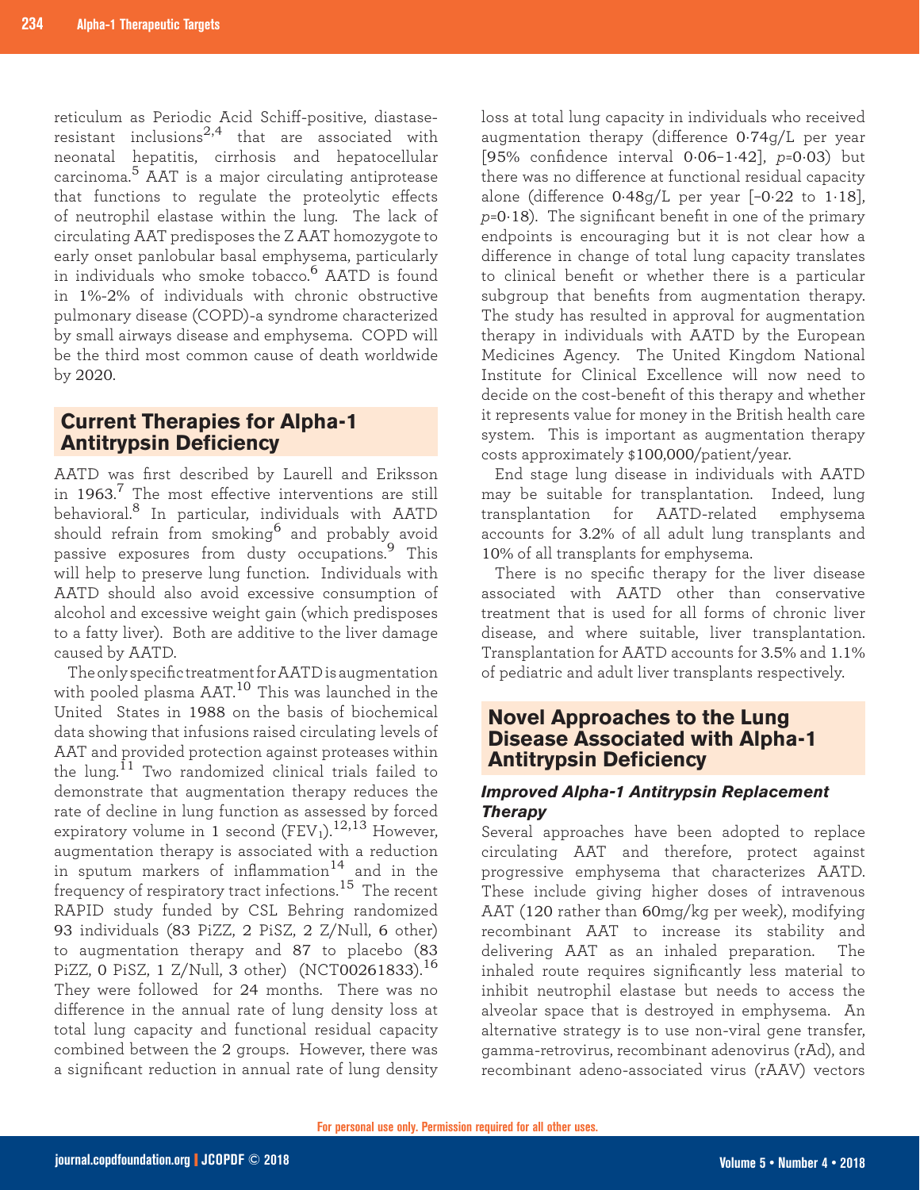reticulum as Periodic Acid Schiff-positive, diastase-resistant inclusions[2,4] that are associated with neonatal hepatitis, cirrhosis and hepatocellular carcinoma.[5] AAT is a major circulating antiprotease that functions to regulate the proteolytic effects of neutrophil elastase within the lung. The lack of circulating AAT predisposes the Z AAT homozygote to early onset panlobular basal emphysema, particularly in individuals who smoke tobacco.[6] AATD is found in 1%-2% of individuals with chronic obstructive pulmonary disease (COPD)-a syndrome characterized by small airways disease and emphysema. COPD will be the third most common cause of death worldwide by 2020.

## Current Therapies for Alpha-1 Antitrypsin Deficiency

AATD was first described by Laurell and Eriksson in 1963.[7] The most effective interventions are still behavioral.[8] In particular, individuals with AATD should refrain from smoking[6] and probably avoid passive exposures from dusty occupations.[9] This will help to preserve lung function. Individuals with AATD should also avoid excessive consumption of alcohol and excessive weight gain (which predisposes to a fatty liver). Both are additive to the liver damage caused by AATD.

The only specific treatment for AATD is augmentation with pooled plasma AAT.[10] This was launched in the United States in 1988 on the basis of biochemical data showing that infusions raised circulating levels of AAT and provided protection against proteases within the lung.[11] Two randomized clinical trials failed to demonstrate that augmentation therapy reduces the rate of decline in lung function as assessed by forced expiratory volume in 1 second ($FEV_1$).[12,13] However, augmentation therapy is associated with a reduction in sputum markers of inflammation[14] and in the frequency of respiratory tract infections.[15] The recent RAPID study funded by CSL Behring randomized 93 individuals (83 PiZZ, 2 PiSZ, 2 Z/Null, 6 other) to augmentation therapy and 87 to placebo (83 PiZZ, 0 PiSZ, 1 Z/Null, 3 other) (NCT00261833).[16] They were followed for 24 months. There was no difference in the annual rate of lung density loss at total lung capacity and functional residual capacity combined between the 2 groups. However, there was a significant reduction in annual rate of lung density loss at total lung capacity in individuals who received augmentation therapy (difference 0·74g/L per year [95% confidence interval 0·06–1·42], $p$=0·03) but there was no difference at functional residual capacity alone (difference 0·48g/L per year [–0·22 to 1·18], $p$=0·18). The significant benefit in one of the primary endpoints is encouraging but it is not clear how a difference in change of total lung capacity translates to clinical benefit or whether there is a particular subgroup that benefits from augmentation therapy. The study has resulted in approval for augmentation therapy in individuals with AATD by the European Medicines Agency. The United Kingdom National Institute for Clinical Excellence will now need to decide on the cost-benefit of this therapy and whether it represents value for money in the British health care system. This is important as augmentation therapy costs approximately $100,000/patient/year.

End stage lung disease in individuals with AATD may be suitable for transplantation. Indeed, lung transplantation for AATD-related emphysema accounts for 3.2% of all adult lung transplants and 10% of all transplants for emphysema.

There is no specific therapy for the liver disease associated with AATD other than conservative treatment that is used for all forms of chronic liver disease, and where suitable, liver transplantation. Transplantation for AATD accounts for 3.5% and 1.1% of pediatric and adult liver transplants respectively.

## Novel Approaches to the Lung Disease Associated with Alpha-1 Antitrypsin Deficiency

### *Improved Alpha-1 Antitrypsin Replacement Therapy*

Several approaches have been adopted to replace circulating AAT and therefore, protect against progressive emphysema that characterizes AATD. These include giving higher doses of intravenous AAT (120 rather than 60mg/kg per week), modifying recombinant AAT to increase its stability and delivering AAT as an inhaled preparation. The inhaled route requires significantly less material to inhibit neutrophil elastase but needs to access the alveolar space that is destroyed in emphysema. An alternative strategy is to use non-viral gene transfer, gamma-retrovirus, recombinant adenovirus (rAd), and recombinant adeno-associated virus (rAAV) vectors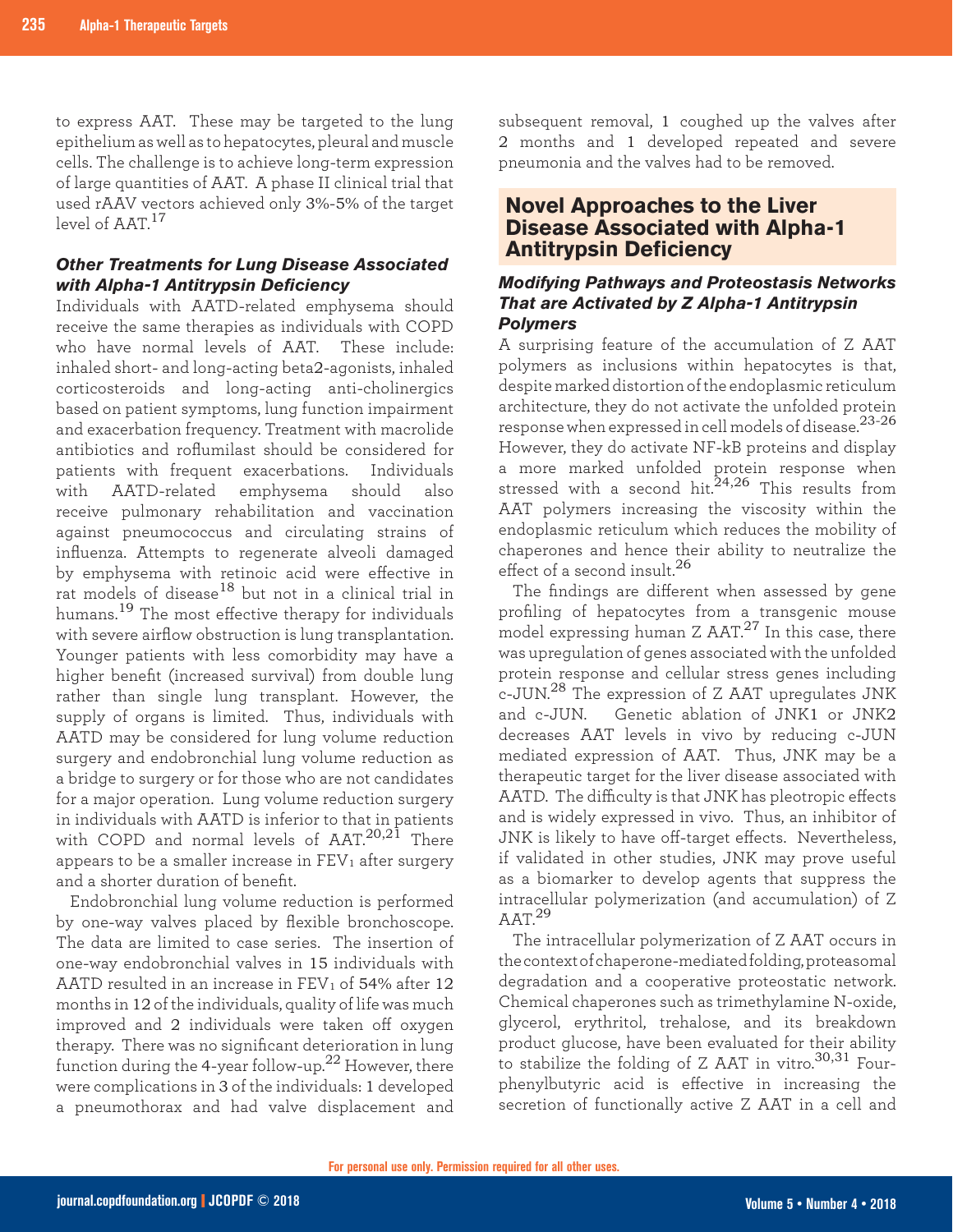to express AAT. These may be targeted to the lung epithelium as well as to hepatocytes, pleural and muscle cells. The challenge is to achieve long-term expression of large quantities of AAT. A phase II clinical trial that used rAAV vectors achieved only 3%-5% of the target level of AAT.[17]

### *Other Treatments for Lung Disease Associated with Alpha-1 Antitrypsin Deficiency*

Individuals with AATD-related emphysema should receive the same therapies as individuals with COPD who have normal levels of AAT. These include: inhaled short- and long-acting beta2-agonists, inhaled corticosteroids and long-acting anti-cholinergics based on patient symptoms, lung function impairment and exacerbation frequency. Treatment with macrolide antibiotics and roflumilast should be considered for patients with frequent exacerbations. Individuals with AATD-related emphysema should also receive pulmonary rehabilitation and vaccination against pneumococcus and circulating strains of influenza. Attempts to regenerate alveoli damaged by emphysema with retinoic acid were effective in rat models of disease[18] but not in a clinical trial in humans.[19] The most effective therapy for individuals with severe airflow obstruction is lung transplantation. Younger patients with less comorbidity may have a higher benefit (increased survival) from double lung rather than single lung transplant. However, the supply of organs is limited. Thus, individuals with AATD may be considered for lung volume reduction surgery and endobronchial lung volume reduction as a bridge to surgery or for those who are not candidates for a major operation. Lung volume reduction surgery in individuals with AATD is inferior to that in patients with COPD and normal levels of AAT.[20,21] There appears to be a smaller increase in $FEV_1$ after surgery and a shorter duration of benefit.

Endobronchial lung volume reduction is performed by one-way valves placed by flexible bronchoscope. The data are limited to case series. The insertion of one-way endobronchial valves in 15 individuals with AATD resulted in an increase in $FEV_1$ of 54% after 12 months in 12 of the individuals, quality of life was much improved and 2 individuals were taken off oxygen therapy. There was no significant deterioration in lung function during the 4-year follow-up.[22] However, there were complications in 3 of the individuals: 1 developed a pneumothorax and had valve displacement and subsequent removal, 1 coughed up the valves after 2 months and 1 developed repeated and severe pneumonia and the valves had to be removed.

## Novel Approaches to the Liver Disease Associated with Alpha-1 Antitrypsin Deficiency

### *Modifying Pathways and Proteostasis Networks That are Activated by Z Alpha-1 Antitrypsin Polymers*

A surprising feature of the accumulation of Z AAT polymers as inclusions within hepatocytes is that, despite marked distortion of the endoplasmic reticulum architecture, they do not activate the unfolded protein response when expressed in cell models of disease.[23-26] However, they do activate NF-kB proteins and display a more marked unfolded protein response when stressed with a second hit.[24,26] This results from AAT polymers increasing the viscosity within the endoplasmic reticulum which reduces the mobility of chaperones and hence their ability to neutralize the effect of a second insult.[26]

The findings are different when assessed by gene profiling of hepatocytes from a transgenic mouse model expressing human Z AAT.[27] In this case, there was upregulation of genes associated with the unfolded protein response and cellular stress genes including c-JUN.[28] The expression of Z AAT upregulates JNK and c-JUN. Genetic ablation of JNK1 or JNK2 decreases AAT levels in vivo by reducing c-JUN mediated expression of AAT. Thus, JNK may be a therapeutic target for the liver disease associated with AATD. The difficulty is that JNK has pleotropic effects and is widely expressed in vivo. Thus, an inhibitor of JNK is likely to have off-target effects. Nevertheless, if validated in other studies, JNK may prove useful as a biomarker to develop agents that suppress the intracellular polymerization (and accumulation) of Z AAT.[29]

The intracellular polymerization of Z AAT occurs in the context of chaperone-mediated folding, proteasomal degradation and a cooperative proteostatic network. Chemical chaperones such as trimethylamine N-oxide, glycerol, erythritol, trehalose, and its breakdown product glucose, have been evaluated for their ability to stabilize the folding of Z AAT in vitro.[30,31] Four-phenylbutyric acid is effective in increasing the secretion of functionally active Z AAT in a cell and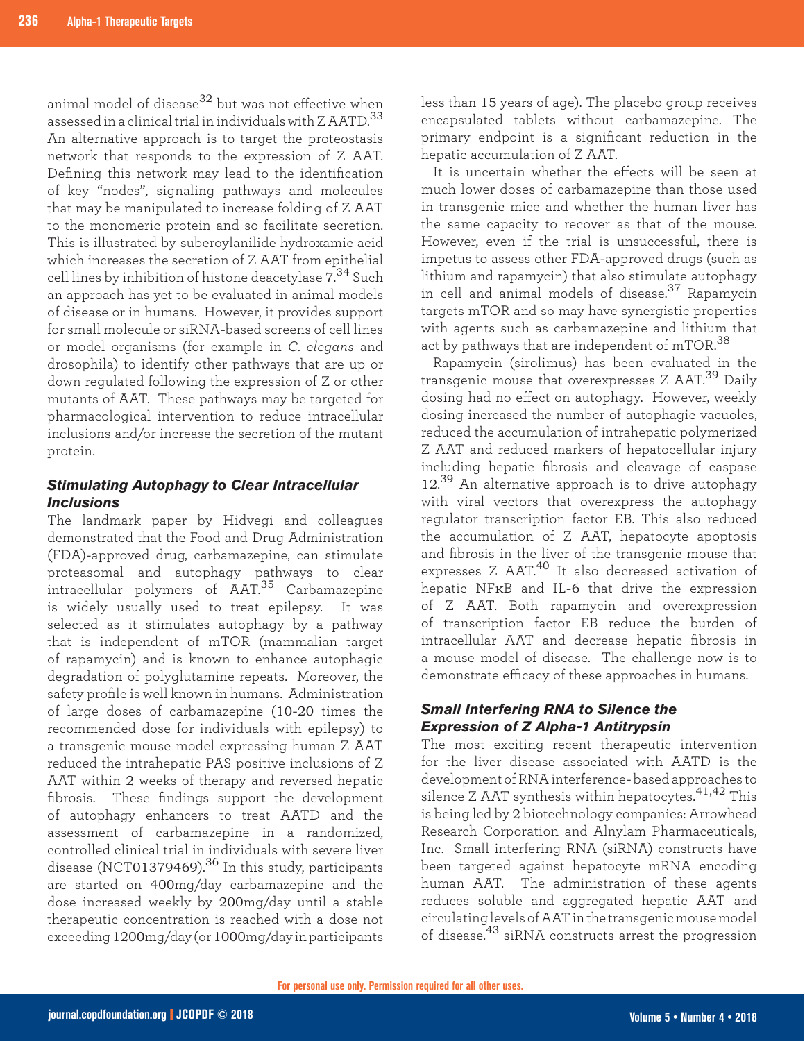animal model of disease[32] but was not effective when assessed in a clinical trial in individuals with Z AATD.[33] An alternative approach is to target the proteostasis network that responds to the expression of Z AAT. Defining this network may lead to the identification of key "nodes", signaling pathways and molecules that may be manipulated to increase folding of Z AAT to the monomeric protein and so facilitate secretion. This is illustrated by suberoylanilide hydroxamic acid which increases the secretion of Z AAT from epithelial cell lines by inhibition of histone deacetylase 7.[34] Such an approach has yet to be evaluated in animal models of disease or in humans. However, it provides support for small molecule or siRNA-based screens of cell lines or model organisms (for example in *C. elegans* and drosophila) to identify other pathways that are up or down regulated following the expression of Z or other mutants of AAT. These pathways may be targeted for pharmacological intervention to reduce intracellular inclusions and/or increase the secretion of the mutant protein.

### *Stimulating Autophagy to Clear Intracellular Inclusions*

The landmark paper by Hidvegi and colleagues demonstrated that the Food and Drug Administration (FDA)-approved drug, carbamazepine, can stimulate proteasomal and autophagy pathways to clear intracellular polymers of AAT.[35] Carbamazepine is widely usually used to treat epilepsy. It was selected as it stimulates autophagy by a pathway that is independent of mTOR (mammalian target of rapamycin) and is known to enhance autophagic degradation of polyglutamine repeats. Moreover, the safety profile is well known in humans. Administration of large doses of carbamazepine (10-20 times the recommended dose for individuals with epilepsy) to a transgenic mouse model expressing human Z AAT reduced the intrahepatic PAS positive inclusions of Z AAT within 2 weeks of therapy and reversed hepatic fibrosis. These findings support the development of autophagy enhancers to treat AATD and the assessment of carbamazepine in a randomized, controlled clinical trial in individuals with severe liver disease (NCT01379469).[36] In this study, participants are started on 400mg/day carbamazepine and the dose increased weekly by 200mg/day until a stable therapeutic concentration is reached with a dose not exceeding 1200mg/day (or 1000mg/day in participants less than 15 years of age). The placebo group receives encapsulated tablets without carbamazepine. The primary endpoint is a significant reduction in the hepatic accumulation of Z AAT.

It is uncertain whether the effects will be seen at much lower doses of carbamazepine than those used in transgenic mice and whether the human liver has the same capacity to recover as that of the mouse. However, even if the trial is unsuccessful, there is impetus to assess other FDA-approved drugs (such as lithium and rapamycin) that also stimulate autophagy in cell and animal models of disease.[37] Rapamycin targets mTOR and so may have synergistic properties with agents such as carbamazepine and lithium that act by pathways that are independent of mTOR.[38]

Rapamycin (sirolimus) has been evaluated in the transgenic mouse that overexpresses Z AAT.[39] Daily dosing had no effect on autophagy. However, weekly dosing increased the number of autophagic vacuoles, reduced the accumulation of intrahepatic polymerized Z AAT and reduced markers of hepatocellular injury including hepatic fibrosis and cleavage of caspase 12.[39] An alternative approach is to drive autophagy with viral vectors that overexpress the autophagy regulator transcription factor EB. This also reduced the accumulation of Z AAT, hepatocyte apoptosis and fibrosis in the liver of the transgenic mouse that expresses Z AAT.[40] It also decreased activation of hepatic NFκB and IL-6 that drive the expression of Z AAT. Both rapamycin and overexpression of transcription factor EB reduce the burden of intracellular AAT and decrease hepatic fibrosis in a mouse model of disease. The challenge now is to demonstrate efficacy of these approaches in humans.

### *Small Interfering RNA to Silence the Expression of Z Alpha-1 Antitrypsin*

The most exciting recent therapeutic intervention for the liver disease associated with AATD is the development of RNA interference- based approaches to silence Z AAT synthesis within hepatocytes.[41,42] This is being led by 2 biotechnology companies: Arrowhead Research Corporation and Alnylam Pharmaceuticals, Inc. Small interfering RNA (siRNA) constructs have been targeted against hepatocyte mRNA encoding human AAT. The administration of these agents reduces soluble and aggregated hepatic AAT and circulating levels of AAT in the transgenic mouse model of disease.[43] siRNA constructs arrest the progression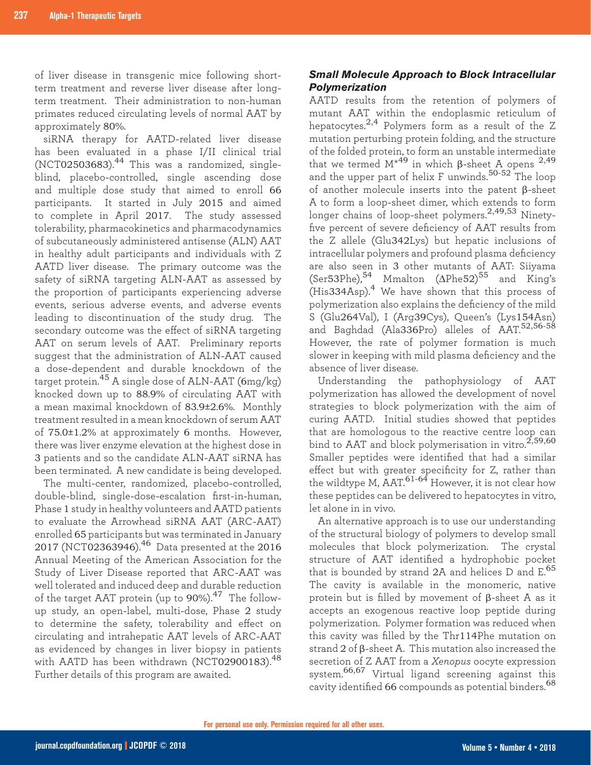of liver disease in transgenic mice following short-term treatment and reverse liver disease after long-term treatment. Their administration to non-human primates reduced circulating levels of normal AAT by approximately 80%.

siRNA therapy for AATD-related liver disease has been evaluated in a phase I/II clinical trial (NCT02503683).[44] This was a randomized, single-blind, placebo-controlled, single ascending dose and multiple dose study that aimed to enroll 66 participants. It started in July 2015 and aimed to complete in April 2017. The study assessed tolerability, pharmacokinetics and pharmacodynamics of subcutaneously administered antisense (ALN) AAT in healthy adult participants and individuals with Z AATD liver disease. The primary outcome was the safety of siRNA targeting ALN-AAT as assessed by the proportion of participants experiencing adverse events, serious adverse events, and adverse events leading to discontinuation of the study drug. The secondary outcome was the effect of siRNA targeting AAT on serum levels of AAT. Preliminary reports suggest that the administration of ALN-AAT caused a dose-dependent and durable knockdown of the target protein.[45] A single dose of ALN-AAT (6mg/kg) knocked down up to 88.9% of circulating AAT with a mean maximal knockdown of 83.9±2.6%. Monthly treatment resulted in a mean knockdown of serum AAT of 75.0±1.2% at approximately 6 months. However, there was liver enzyme elevation at the highest dose in 3 patients and so the candidate ALN-AAT siRNA has been terminated. A new candidate is being developed.

The multi-center, randomized, placebo-controlled, double-blind, single-dose-escalation first-in-human, Phase 1 study in healthy volunteers and AATD patients to evaluate the Arrowhead siRNA AAT (ARC-AAT) enrolled 65 participants but was terminated in January 2017 (NCT02363946).[46] Data presented at the 2016 Annual Meeting of the American Association for the Study of Liver Disease reported that ARC-AAT was well tolerated and induced deep and durable reduction of the target AAT protein (up to 90%).[47] The follow-up study, an open-label, multi-dose, Phase 2 study to determine the safety, tolerability and effect on circulating and intrahepatic AAT levels of ARC-AAT as evidenced by changes in liver biopsy in patients with AATD has been withdrawn (NCT02900183).[48] Further details of this program are awaited.

### *Small Molecule Approach to Block Intracellular Polymerization*

AATD results from the retention of polymers of mutant AAT within the endoplasmic reticulum of hepatocytes.[2,4] Polymers form as a result of the Z mutation perturbing protein folding, and the structure of the folded protein, to form an unstable intermediate that we termed M*[49] in which β-sheet A opens [2,49] and the upper part of helix F unwinds.[50-52] The loop of another molecule inserts into the patent β-sheet A to form a loop-sheet dimer, which extends to form longer chains of loop-sheet polymers.[2,49,53] Ninety-five percent of severe deficiency of AAT results from the Z allele (Glu342Lys) but hepatic inclusions of intracellular polymers and profound plasma deficiency are also seen in 3 other mutants of AAT: Siiyama (Ser53Phe),[54] Mmalton (ΔPhe52)[55] and King's (His334Asp).[4] We have shown that this process of polymerization also explains the deficiency of the mild S (Glu264Val), I (Arg39Cys), Queen's (Lys154Asn) and Baghdad (Ala336Pro) alleles of AAT.[52,56-58] However, the rate of polymer formation is much slower in keeping with mild plasma deficiency and the absence of liver disease.

Understanding the pathophysiology of AAT polymerization has allowed the development of novel strategies to block polymerization with the aim of curing AATD. Initial studies showed that peptides that are homologous to the reactive centre loop can bind to AAT and block polymerisation in vitro.[2,59,60] Smaller peptides were identified that had a similar effect but with greater specificity for Z, rather than the wildtype M, AAT.[61-64] However, it is not clear how these peptides can be delivered to hepatocytes in vitro, let alone in in vivo.

An alternative approach is to use our understanding of the structural biology of polymers to develop small molecules that block polymerization. The crystal structure of AAT identified a hydrophobic pocket that is bounded by strand 2A and helices D and E.[65] The cavity is available in the monomeric, native protein but is filled by movement of β-sheet A as it accepts an exogenous reactive loop peptide during polymerization. Polymer formation was reduced when this cavity was filled by the Thr114Phe mutation on strand 2 of β-sheet A. This mutation also increased the secretion of Z AAT from a *Xenopus* oocyte expression system.[66,67] Virtual ligand screening against this cavity identified 66 compounds as potential binders.[68]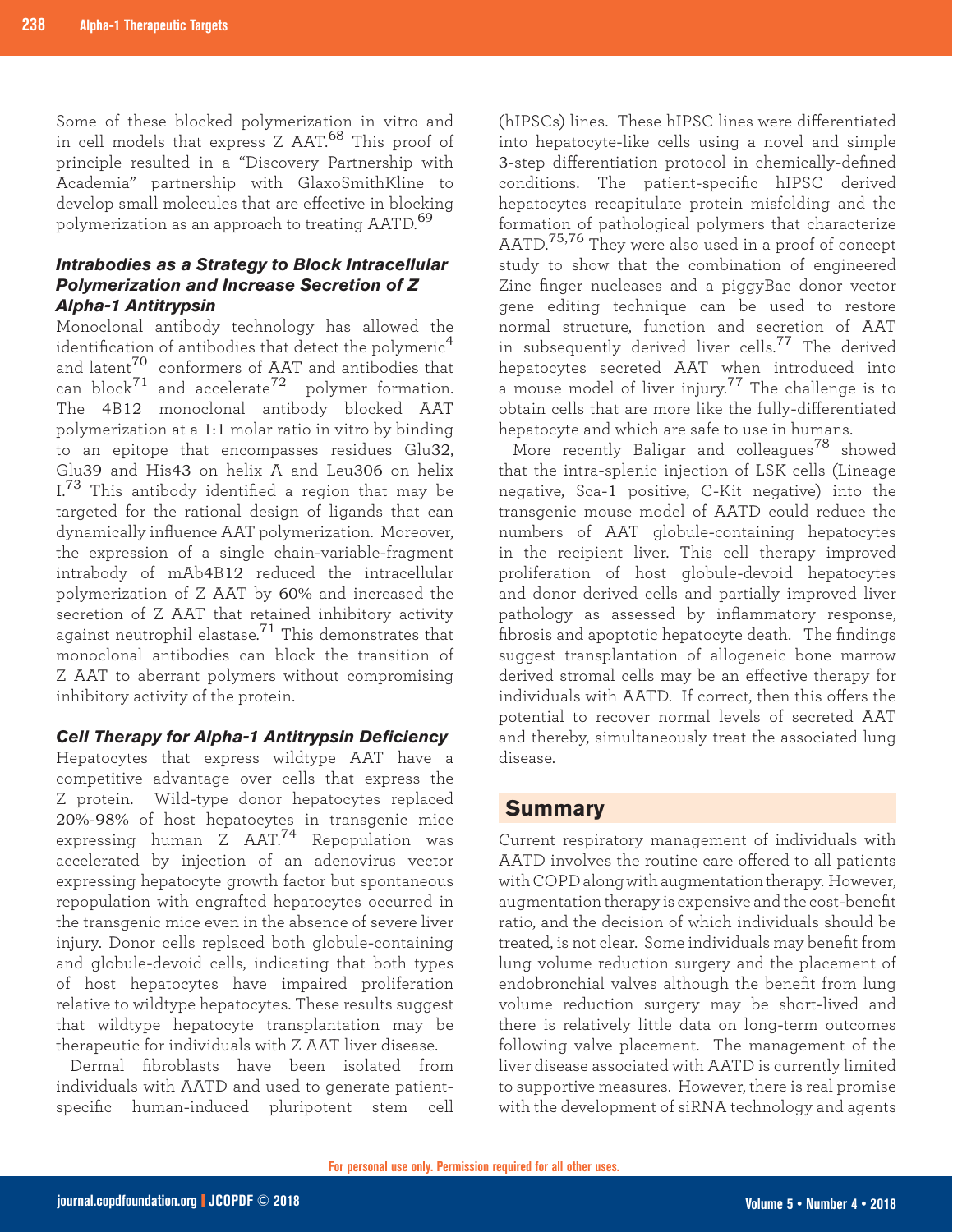Some of these blocked polymerization in vitro and in cell models that express Z AAT.[68] This proof of principle resulted in a "Discovery Partnership with Academia" partnership with GlaxoSmithKline to develop small molecules that are effective in blocking polymerization as an approach to treating AATD.[69]

### *Intrabodies as a Strategy to Block Intracellular Polymerization and Increase Secretion of Z Alpha-1 Antitrypsin*

Monoclonal antibody technology has allowed the identification of antibodies that detect the polymeric[4] and latent[70] conformers of AAT and antibodies that can block[71] and accelerate[72] polymer formation. The 4B12 monoclonal antibody blocked AAT polymerization at a 1:1 molar ratio in vitro by binding to an epitope that encompasses residues Glu32, Glu39 and His43 on helix A and Leu306 on helix I.[73] This antibody identified a region that may be targeted for the rational design of ligands that can dynamically influence AAT polymerization. Moreover, the expression of a single chain-variable-fragment intrabody of mAb4B12 reduced the intracellular polymerization of Z AAT by 60% and increased the secretion of Z AAT that retained inhibitory activity against neutrophil elastase.[71] This demonstrates that monoclonal antibodies can block the transition of Z AAT to aberrant polymers without compromising inhibitory activity of the protein.

### *Cell Therapy for Alpha-1 Antitrypsin Deficiency*

Hepatocytes that express wildtype AAT have a competitive advantage over cells that express the Z protein. Wild-type donor hepatocytes replaced 20%-98% of host hepatocytes in transgenic mice expressing human Z AAT.[74] Repopulation was accelerated by injection of an adenovirus vector expressing hepatocyte growth factor but spontaneous repopulation with engrafted hepatocytes occurred in the transgenic mice even in the absence of severe liver injury. Donor cells replaced both globule-containing and globule-devoid cells, indicating that both types of host hepatocytes have impaired proliferation relative to wildtype hepatocytes. These results suggest that wildtype hepatocyte transplantation may be therapeutic for individuals with Z AAT liver disease.

Dermal fibroblasts have been isolated from individuals with AATD and used to generate patient-specific human-induced pluripotent stem cell (hIPSCs) lines. These hIPSC lines were differentiated into hepatocyte-like cells using a novel and simple 3-step differentiation protocol in chemically-defined conditions. The patient-specific hIPSC derived hepatocytes recapitulate protein misfolding and the formation of pathological polymers that characterize AATD.[75,76] They were also used in a proof of concept study to show that the combination of engineered Zinc finger nucleases and a piggyBac donor vector gene editing technique can be used to restore normal structure, function and secretion of AAT in subsequently derived liver cells.[77] The derived hepatocytes secreted AAT when introduced into a mouse model of liver injury.[77] The challenge is to obtain cells that are more like the fully-differentiated hepatocyte and which are safe to use in humans.

More recently Baligar and colleagues[78] showed that the intra-splenic injection of LSK cells (Lineage negative, Sca-1 positive, C-Kit negative) into the transgenic mouse model of AATD could reduce the numbers of AAT globule-containing hepatocytes in the recipient liver. This cell therapy improved proliferation of host globule-devoid hepatocytes and donor derived cells and partially improved liver pathology as assessed by inflammatory response, fibrosis and apoptotic hepatocyte death. The findings suggest transplantation of allogeneic bone marrow derived stromal cells may be an effective therapy for individuals with AATD. If correct, then this offers the potential to recover normal levels of secreted AAT and thereby, simultaneously treat the associated lung disease.

## Summary

Current respiratory management of individuals with AATD involves the routine care offered to all patients with COPD along with augmentation therapy. However, augmentation therapy is expensive and the cost-benefit ratio, and the decision of which individuals should be treated, is not clear. Some individuals may benefit from lung volume reduction surgery and the placement of endobronchial valves although the benefit from lung volume reduction surgery may be short-lived and there is relatively little data on long-term outcomes following valve placement. The management of the liver disease associated with AATD is currently limited to supportive measures. However, there is real promise with the development of siRNA technology and agents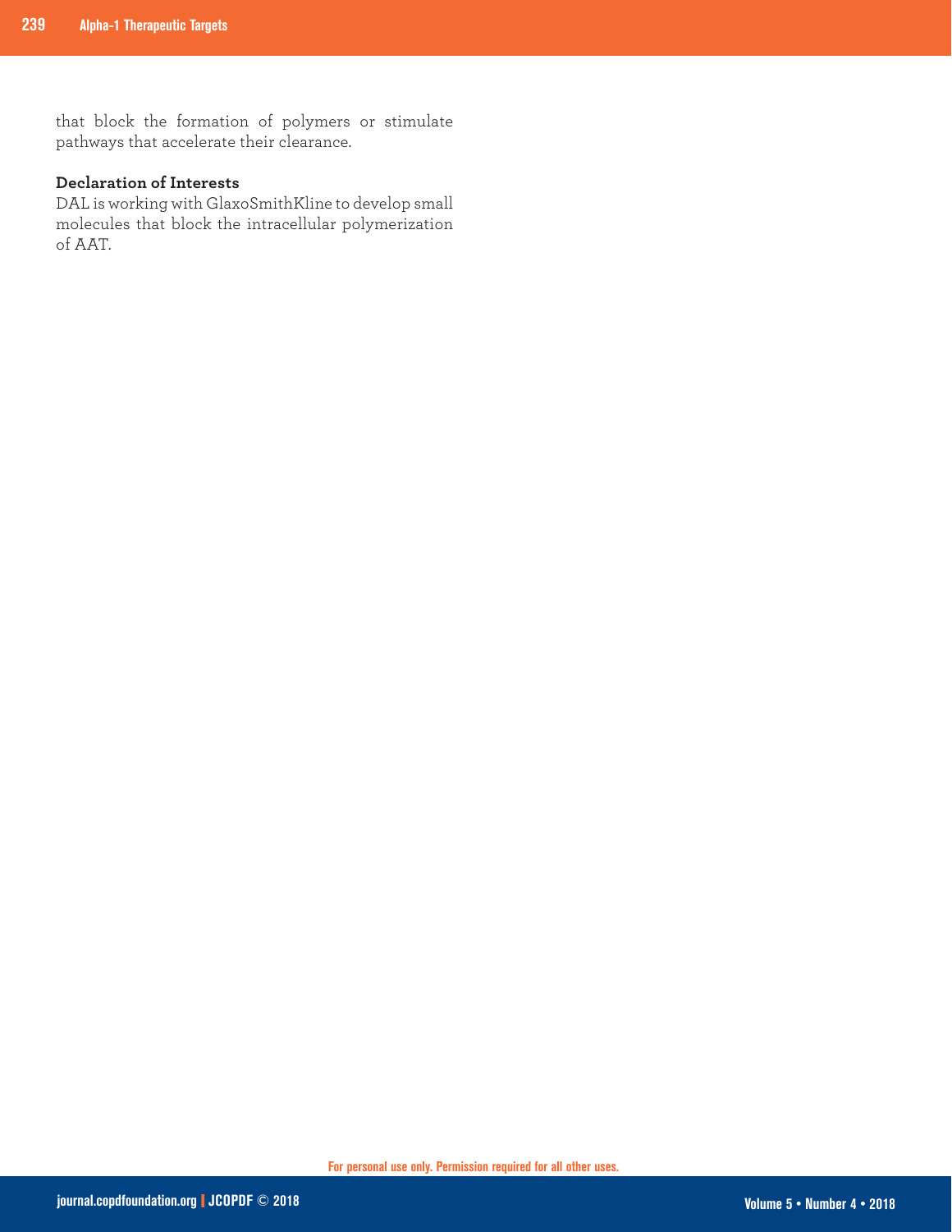that block the formation of polymers or stimulate pathways that accelerate their clearance.

**Declaration of Interests**

DAL is working with GlaxoSmithKline to develop small molecules that block the intracellular polymerization of AAT.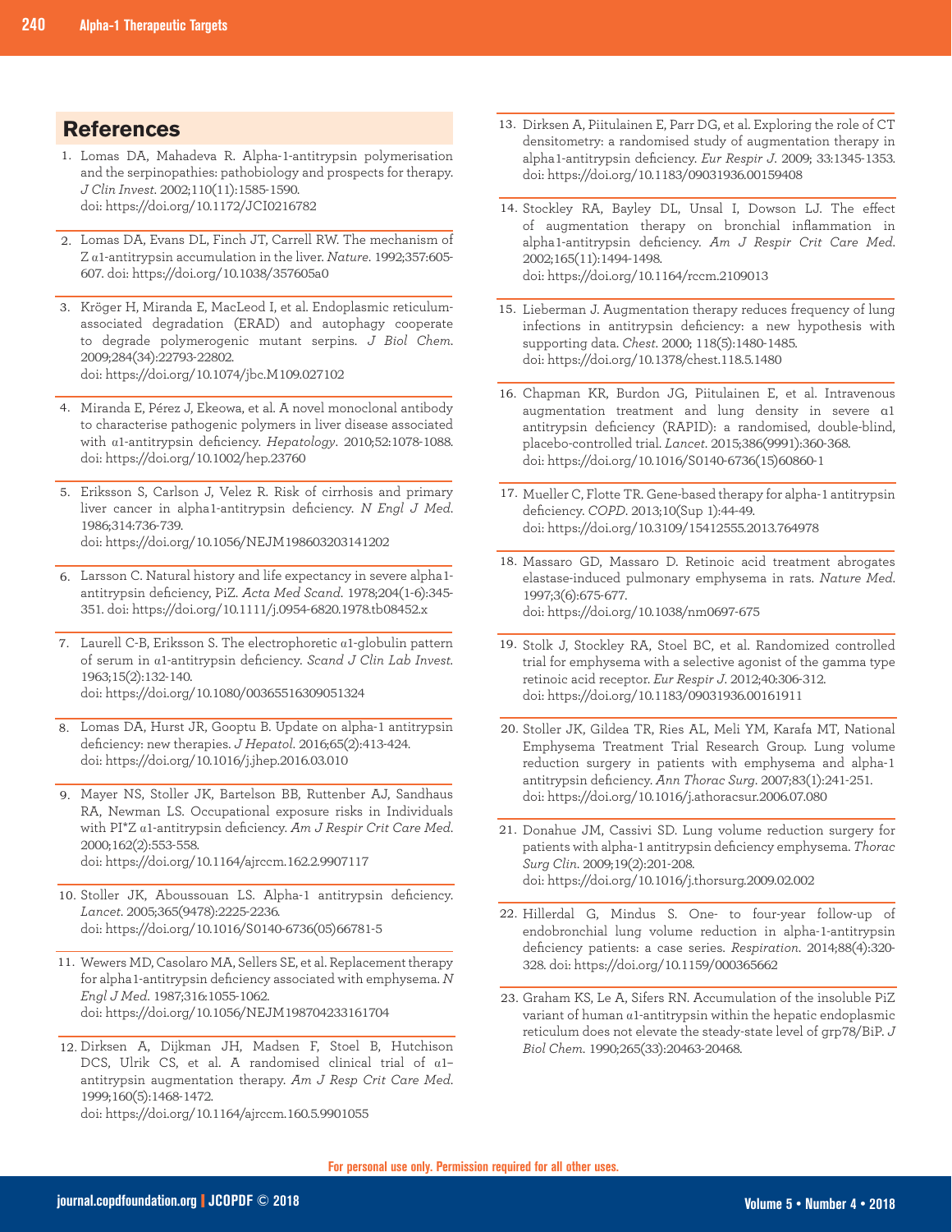## References

1. Lomas DA, Mahadeva R. Alpha-1-antitrypsin polymerisation and the serpinopathies: pathobiology and prospects for therapy. *J Clin Invest*. 2002;110(11):1585-1590. doi: https://doi.org/10.1172/JCI0216782

2. Lomas DA, Evans DL, Finch JT, Carrell RW. The mechanism of Z α1-antitrypsin accumulation in the liver. *Nature*. 1992;357:605-607. doi: https://doi.org/10.1038/357605a0

3. Kröger H, Miranda E, MacLeod I, et al. Endoplasmic reticulum-associated degradation (ERAD) and autophagy cooperate to degrade polymerogenic mutant serpins. *J Biol Chem*. 2009;284(34):22793-22802. doi: https://doi.org/10.1074/jbc.M109.027102

4. Miranda E, Pérez J, Ekeowa, et al. A novel monoclonal antibody to characterise pathogenic polymers in liver disease associated with α1-antitrypsin deficiency. *Hepatology*. 2010;52:1078-1088. doi: https://doi.org/10.1002/hep.23760

5. Eriksson S, Carlson J, Velez R. Risk of cirrhosis and primary liver cancer in alpha1-antitrypsin deficiency. *N Engl J Med*. 1986;314:736-739. doi: https://doi.org/10.1056/NEJM198603203141202

6. Larsson C. Natural history and life expectancy in severe alpha1-antitrypsin deficiency, PiZ. *Acta Med Scand*. 1978;204(1-6):345-351. doi: https://doi.org/10.1111/j.0954-6820.1978.tb08452.x

7. Laurell C-B, Eriksson S. The electrophoretic α1-globulin pattern of serum in α1-antitrypsin deficiency. *Scand J Clin Lab Invest*. 1963;15(2):132-140. doi: https://doi.org/10.1080/00365516309051324

8. Lomas DA, Hurst JR, Gooptu B. Update on alpha-1 antitrypsin deficiency: new therapies. *J Hepatol*. 2016;65(2):413-424. doi: https://doi.org/10.1016/j.jhep.2016.03.010

9. Mayer NS, Stoller JK, Bartelson BB, Ruttenber AJ, Sandhaus RA, Newman LS. Occupational exposure risks in Individuals with PI*Z α1-antitrypsin deficiency. *Am J Respir Crit Care Med*. 2000;162(2):553-558. doi: https://doi.org/10.1164/ajrccm.162.2.9907117

10. Stoller JK, Aboussouan LS. Alpha-1 antitrypsin deficiency. *Lancet*. 2005;365(9478):2225-2236. doi: https://doi.org/10.1016/S0140-6736(05)66781-5

11. Wewers MD, Casolaro MA, Sellers SE, et al. Replacement therapy for alpha1-antitrypsin deficiency associated with emphysema. *N Engl J Med*. 1987;316:1055-1062. doi: https://doi.org/10.1056/NEJM198704233161704

12. Dirksen A, Dijkman JH, Madsen F, Stoel B, Hutchison DCS, Ulrik CS, et al. A randomised clinical trial of α1–antitrypsin augmentation therapy. *Am J Resp Crit Care Med*. 1999;160(5):1468-1472. doi: https://doi.org/10.1164/ajrccm.160.5.9901055

13. Dirksen A, Piitulainen E, Parr DG, et al. Exploring the role of CT densitometry: a randomised study of augmentation therapy in alpha1-antitrypsin deficiency. *Eur Respir J*. 2009; 33:1345-1353. doi: https://doi.org/10.1183/09031936.00159408

14. Stockley RA, Bayley DL, Unsal I, Dowson LJ. The effect of augmentation therapy on bronchial inflammation in alpha1-antitrypsin deficiency. *Am J Respir Crit Care Med*. 2002;165(11):1494-1498. doi: https://doi.org/10.1164/rccm.2109013

15. Lieberman J. Augmentation therapy reduces frequency of lung infections in antitrypsin deficiency: a new hypothesis with supporting data. *Chest*. 2000; 118(5):1480-1485. doi: https://doi.org/10.1378/chest.118.5.1480

16. Chapman KR, Burdon JG, Piitulainen E, et al. Intravenous augmentation treatment and lung density in severe α1 antitrypsin deficiency (RAPID): a randomised, double-blind, placebo-controlled trial. *Lancet*. 2015;386(9991):360-368. doi: https://doi.org/10.1016/S0140-6736(15)60860-1

17. Mueller C, Flotte TR. Gene-based therapy for alpha-1 antitrypsin deficiency. *COPD*. 2013;10(Sup 1):44-49. doi: https://doi.org/10.3109/15412555.2013.764978

18. Massaro GD, Massaro D. Retinoic acid treatment abrogates elastase-induced pulmonary emphysema in rats. *Nature Med*. 1997;3(6):675-677. doi: https://doi.org/10.1038/nm0697-675

19. Stolk J, Stockley RA, Stoel BC, et al. Randomized controlled trial for emphysema with a selective agonist of the gamma type retinoic acid receptor. *Eur Respir J*. 2012;40:306-312. doi: https://doi.org/10.1183/09031936.00161911

20. Stoller JK, Gildea TR, Ries AL, Meli YM, Karafa MT, National Emphysema Treatment Trial Research Group. Lung volume reduction surgery in patients with emphysema and alpha-1 antitrypsin deficiency. *Ann Thorac Surg*. 2007;83(1):241-251. doi: https://doi.org/10.1016/j.athoracsur.2006.07.080

21. Donahue JM, Cassivi SD. Lung volume reduction surgery for patients with alpha-1 antitrypsin deficiency emphysema. *Thorac Surg Clin*. 2009;19(2):201-208. doi: https://doi.org/10.1016/j.thorsurg.2009.02.002

22. Hillerdal G, Mindus S. One- to four-year follow-up of endobronchial lung volume reduction in alpha-1-antitrypsin deficiency patients: a case series. *Respiration*. 2014;88(4):320-328. doi: https://doi.org/10.1159/000365662

23. Graham KS, Le A, Sifers RN. Accumulation of the insoluble PiZ variant of human α1-antitrypsin within the hepatic endoplasmic reticulum does not elevate the steady-state level of grp78/BiP. *J Biol Chem*. 1990;265(33):20463-20468.

For personal use only. Permission required for all other uses.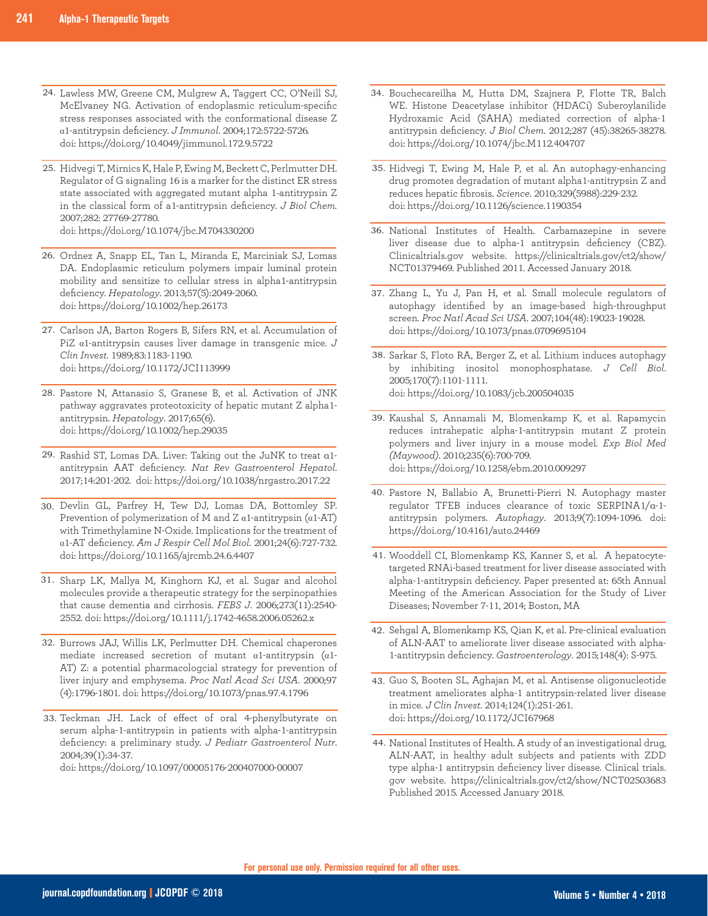24. Lawless MW, Greene CM, Mulgrew A, Taggert CC, O'Neill SJ, McElvaney NG. Activation of endoplasmic reticulum-specific stress responses associated with the conformational disease Z α1-antitrypsin deficiency. *J Immunol*. 2004;172:5722-5726. doi: https://doi.org/10.4049/jimmunol.172.9.5722

25. Hidvegi T, Mirnics K, Hale P, Ewing M, Beckett C, Perlmutter DH. Regulator of G signaling 16 is a marker for the distinct ER stress state associated with aggregated mutant alpha 1-antitrypsin Z in the classical form of a1-antitrypsin deficiency. *J Biol Chem*. 2007;282: 27769-27780. doi: https://doi.org/10.1074/jbc.M704330200

26. Ordnez A, Snapp EL, Tan L, Miranda E, Marciniak SJ, Lomas DA. Endoplasmic reticulum polymers impair luminal protein mobility and sensitize to cellular stress in alpha1-antitrypsin deficiency. *Hepatology*. 2013;57(5):2049-2060. doi: https://doi.org/10.1002/hep.26173

27. Carlson JA, Barton Rogers B, Sifers RN, et al. Accumulation of PiZ α1-antitrypsin causes liver damage in transgenic mice. *J Clin Invest*. 1989;83:1183-1190. doi: https://doi.org/10.1172/JCI113999

28. Pastore N, Attanasio S, Granese B, et al. Activation of JNK pathway aggravates proteotoxicity of hepatic mutant Z alpha1-antitrypsin. *Hepatology*. 2017;65(6). doi: https://doi.org/10.1002/hep.29035

29. Rashid ST, Lomas DA. Liver: Taking out the JuNK to treat α1-antitrypsin AAT deficiency. *Nat Rev Gastroenterol Hepatol*. 2017;14:201-202. doi: https://doi.org/10.1038/nrgastro.2017.22

30. Devlin GL, Parfrey H, Tew DJ, Lomas DA, Bottomley SP. Prevention of polymerization of M and Z α1-antitrypsin (α1-AT) with Trimethylamine N-Oxide. Implications for the treatment of α1-AT deficiency. *Am J Respir Cell Mol Biol*. 2001;24(6):727-732. doi: https://doi.org/10.1165/ajrcmb.24.6.4407

31. Sharp LK, Mallya M, Kinghorn KJ, et al. Sugar and alcohol molecules provide a therapeutic strategy for the serpinopathies that cause dementia and cirrhosis. *FEBS J*. 2006;273(11):2540-2552. doi: https://doi.org/10.1111/j.1742-4658.2006.05262.x

32. Burrows JAJ, Willis LK, Perlmutter DH. Chemical chaperones mediate increased secretion of mutant α1-antitrypsin (α1-AT) Z: a potential pharmacologcial strategy for prevention of liver injury and emphysema. *Proc Natl Acad Sci USA*. 2000;97 (4):1796-1801. doi: https://doi.org/10.1073/pnas.97.4.1796

33. Teckman JH. Lack of effect of oral 4-phenylbutyrate on serum alpha-1-antitrypsin in patients with alpha-1-antitrypsin deficiency: a preliminary study. *J Pediatr Gastroenterol Nutr*. 2004;39(1):34-37. doi: https://doi.org/10.1097/00005176-200407000-00007

34. Bouchecareilha M, Hutta DM, Szajnera P, Flotte TR, Balch WE. Histone Deacetylase inhibitor (HDACi) Suberoylanilide Hydroxamic Acid (SAHA) mediated correction of alpha-1 antitrypsin deficiency. *J Biol Chem*. 2012;287 (45):38265-38278. doi: https://doi.org/10.1074/jbc.M112.404707

35. Hidvegi T, Ewing M, Hale P, et al. An autophagy-enhancing drug promotes degradation of mutant alpha1-antitrypsin Z and reduces hepatic fibrosis. *Science*. 2010;329(5988):229-232. doi: https://doi.org/10.1126/science.1190354

36. National Institutes of Health. Carbamazepine in severe liver disease due to alpha-1 antitrypsin deficiency (CBZ). Clinicaltrials.gov website. https://clinicaltrials.gov/ct2/show/NCT01379469. Published 2011. Accessed January 2018.

37. Zhang L, Yu J, Pan H, et al. Small molecule regulators of autophagy identified by an image-based high-throughput screen. *Proc Natl Acad Sci USA*. 2007;104(48):19023-19028. doi: https://doi.org/10.1073/pnas.0709695104

38. Sarkar S, Floto RA, Berger Z, et al. Lithium induces autophagy by inhibiting inositol monophosphatase. *J Cell Biol*. 2005;170(7):1101-1111. doi: https://doi.org/10.1083/jcb.200504035

39. Kaushal S, Annamali M, Blomenkamp K, et al. Rapamycin reduces intrahepatic alpha-1-antitrypsin mutant Z protein polymers and liver injury in a mouse model. *Exp Biol Med (Maywood)*. 2010;235(6):700-709. doi: https://doi.org/10.1258/ebm.2010.009297

40. Pastore N, Ballabio A, Brunetti-Pierri N. Autophagy master regulator TFEB induces clearance of toxic SERPINA1/α-1-antitrypsin polymers. *Autophagy*. 2013;9(7):1094-1096. doi: https://doi.org/10.4161/auto.24469

41. Wooddell CI, Blomenkamp KS, Kanner S, et al. A hepatocyte-targeted RNAi-based treatment for liver disease associated with alpha-1-antitrypsin deficiency. Paper presented at: 65th Annual Meeting of the American Association for the Study of Liver Diseases; November 7-11, 2014; Boston, MA

42. Sehgal A, Blomenkamp KS, Qian K, et al. Pre-clinical evaluation of ALN-AAT to ameliorate liver disease associated with alpha-1-antitrypsin deficiency. *Gastroenterology*. 2015;148(4): S-975.

43. Guo S, Booten SL, Aghajan M, et al. Antisense oligonucleotide treatment ameliorates alpha-1 antitrypsin-related liver disease in mice. *J Clin Invest*. 2014;124(1):251-261. doi: https://doi.org/10.1172/JCI67968

44. National Institutes of Health. A study of an investigational drug, ALN-AAT, in healthy adult subjects and patients with ZDD type alpha-1 antitrypsin deficiency liver disease. Clinical trials.gov website. https://clinicaltrials.gov/ct2/show/NCT02503683 Published 2015. Accessed January 2018.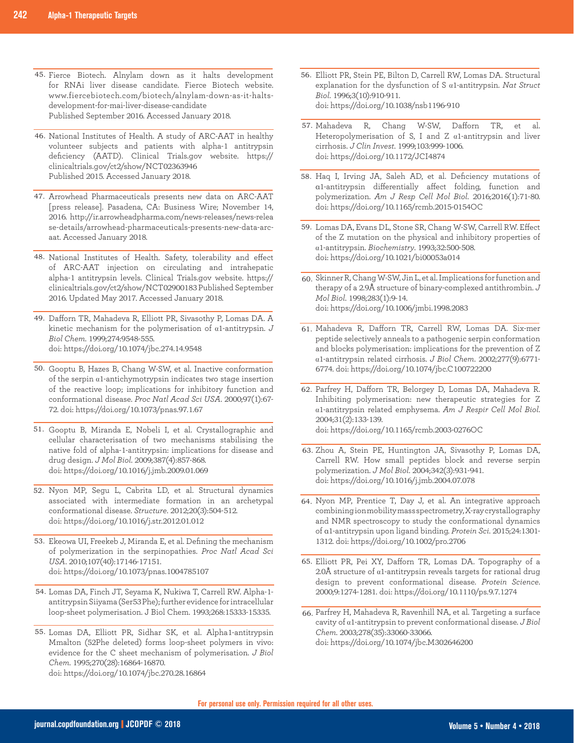45. Fierce Biotech. Alnylam down as it halts development for RNAi liver disease candidate. Fierce Biotech website. www.fiercebiotech.com/biotech/alnylam-down-as-it-halts-development-for-mai-liver-disease-candidate Published September 2016. Accessed January 2018.

46. National Institutes of Health. A study of ARC-AAT in healthy volunteer subjects and patients with alpha-1 antitrypsin deficiency (AATD). Clinical Trials.gov website. https://clinicaltrials.gov/ct2/show/NCT02363946 Published 2015. Accessed January 2018.

47. Arrowhead Pharmaceuticals presents new data on ARC-AAT [press release]. Pasadena, CA: Business Wire; November 14, 2016. http://ir.arrowheadpharma.com/news-releases/news-release-details/arrowhead-pharmaceuticals-presents-new-data-arc-aat. Accessed January 2018.

48. National Institutes of Health. Safety, tolerability and effect of ARC-AAT injection on circulating and intrahepatic alpha-1 antitrypsin levels. Clinical Trials.gov website. https://clinicaltrials.gov/ct2/show/NCT02900183 Published September 2016. Updated May 2017. Accessed January 2018.

49. Dafforn TR, Mahadeva R, Elliott PR, Sivasothy P, Lomas DA. A kinetic mechanism for the polymerisation of α1-antitrypsin. *J Biol Chem*. 1999;274:9548-555. doi: https://doi.org/10.1074/jbc.274.14.9548

50. Gooptu B, Hazes B, Chang W-SW, et al. Inactive conformation of the serpin α1-antichymotrypsin indicates two stage insertion of the reactive loop; implications for inhibitory function and conformational disease. *Proc Natl Acad Sci USA*. 2000;97(1):67-72. doi: https://doi.org/10.1073/pnas.97.1.67

51. Gooptu B, Miranda E, Nobeli I, et al. Crystallographic and cellular characterisation of two mechanisms stabilising the native fold of alpha-1-antitrypsin: implications for disease and drug design. *J Mol Biol*. 2009;387(4):857-868. doi: https://doi.org/10.1016/j.jmb.2009.01.069

52. Nyon MP, Segu L, Cabrita LD, et al. Structural dynamics associated with intermediate formation in an archetypal conformational disease. *Structure*. 2012;20(3):504-512. doi: https://doi.org/10.1016/j.str.2012.01.012

53. Ekeowa UI, Freekeb J, Miranda E, et al. Defining the mechanism of polymerization in the serpinopathies. *Proc Natl Acad Sci USA*. 2010;107(40):17146-17151. doi: https://doi.org/10.1073/pnas.1004785107

54. Lomas DA, Finch JT, Seyama K, Nukiwa T, Carrell RW. Alpha-1-antitrypsin Siiyama (Ser53Phe); further evidence for intracellular loop-sheet polymerisation. J Biol Chem. 1993;268:15333-15335.

55. Lomas DA, Elliott PR, Sidhar SK, et al. Alpha1-antitrypsin Mmalton (52Phe deleted) forms loop-sheet polymers in vivo: evidence for the C sheet mechanism of polymerisation. *J Biol Chem*. 1995;270(28):16864-16870. doi: https://doi.org/10.1074/jbc.270.28.16864

56. Elliott PR, Stein PE, Bilton D, Carrell RW, Lomas DA. Structural explanation for the dysfunction of S α1-antitrypsin. *Nat Struct Biol*. 1996;3(10):910-911. doi: https://doi.org/10.1038/nsb1196-910

57. Mahadeva R, Chang W-SW, Dafforn TR, et al. Heteropolymerisation of S, I and Z α1-antitrypsin and liver cirrhosis. *J Clin Invest*. 1999;103:999-1006. doi: https://doi.org/10.1172/JCI4874

58. Haq I, Irving JA, Saleh AD, et al. Deficiency mutations of α1-antitrypsin differentially affect folding, function and polymerization. *Am J Resp Cell Mol Biol*. 2016;2016(1):71-80. doi: https://doi.org/10.1165/rcmb.2015-0154OC

59. Lomas DA, Evans DL, Stone SR, Chang W-SW, Carrell RW. Effect of the Z mutation on the physical and inhibitory properties of α1-antitrypsin. *Biochemistry*. 1993;32:500-508. doi: https://doi.org/10.1021/bi00053a014

60. Skinner R, Chang W-SW, Jin L, et al. Implications for function and therapy of a 2.9Å structure of binary-complexed antithrombin. *J Mol Biol*. 1998;283(1):9-14. doi: https://doi.org/10.1006/jmbi.1998.2083

61. Mahadeva R, Dafforn TR, Carrell RW, Lomas DA. Six-mer peptide selectively anneals to a pathogenic serpin conformation and blocks polymerisation: implications for the prevention of Z α1-antitrypsin related cirrhosis. *J Biol Chem*. 2002;277(9):6771-6774. doi: https://doi.org/10.1074/jbc.C100722200

62. Parfrey H, Dafforn TR, Belorgey D, Lomas DA, Mahadeva R. Inhibiting polymerisation: new therapeutic strategies for Z α1-antitrypsin related emphysema. *Am J Respir Cell Mol Biol*. 2004;31(2):133-139. doi: https://doi.org/10.1165/rcmb.2003-0276OC

63. Zhou A, Stein PE, Huntington JA, Sivasothy P, Lomas DA, Carrell RW. How small peptides block and reverse serpin polymerization. *J Mol Biol*. 2004;342(3):931-941. doi: https://doi.org/10.1016/j.jmb.2004.07.078

64. Nyon MP, Prentice T, Day J, et al. An integrative approach combining ion mobility mass spectrometry, X-ray crystallography and NMR spectroscopy to study the conformational dynamics of α1-antitrypsin upon ligand binding. *Protein Sci*. 2015;24:1301-1312. doi: https://doi.org/10.1002/pro.2706

65. Elliott PR, Pei XY, Dafforn TR, Lomas DA. Topography of a 2.0Å structure of α1-antitrypsin reveals targets for rational drug design to prevent conformational disease. *Protein Science*. 2000;9:1274-1281. doi: https://doi.org/10.1110/ps.9.7.1274

66. Parfrey H, Mahadeva R, Ravenhill NA, et al. Targeting a surface cavity of α1-antitrypsin to prevent conformational disease. *J Biol Chem*. 2003;278(35):33060-33066. doi: https://doi.org/10.1074/jbc.M302646200

For personal use only. Permission required for all other uses.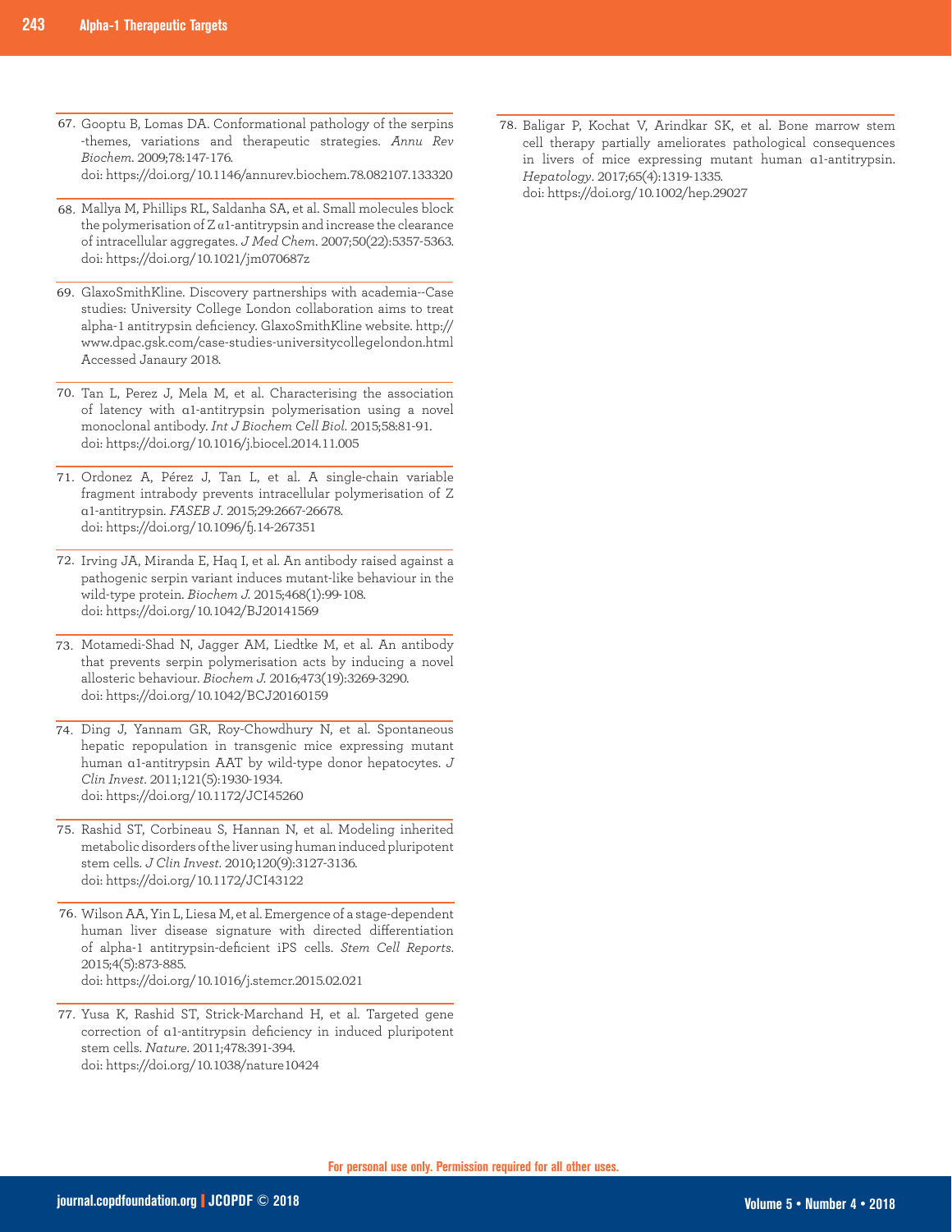67. Gooptu B, Lomas DA. Conformational pathology of the serpins -themes, variations and therapeutic strategies. *Annu Rev Biochem*. 2009;78:147-176.
doi: https://doi.org/10.1146/annurev.biochem.78.082107.133320

68. Mallya M, Phillips RL, Saldanha SA, et al. Small molecules block the polymerisation of Z α1-antitrypsin and increase the clearance of intracellular aggregates. *J Med Chem*. 2007;50(22):5357-5363.
doi: https://doi.org/10.1021/jm070687z

69. GlaxoSmithKline. Discovery partnerships with academia--Case studies: University College London collaboration aims to treat alpha-1 antitrypsin deficiency. GlaxoSmithKline website. http://www.dpac.gsk.com/case-studies-universitycollegelondon.html Accessed Janaury 2018.

70. Tan L, Perez J, Mela M, et al. Characterising the association of latency with α1-antitrypsin polymerisation using a novel monoclonal antibody. *Int J Biochem Cell Biol*. 2015;58:81-91.
doi: https://doi.org/10.1016/j.biocel.2014.11.005

71. Ordonez A, Pérez J, Tan L, et al. A single-chain variable fragment intrabody prevents intracellular polymerisation of Z α1-antitrypsin. *FASEB J*. 2015;29:2667-26678.
doi: https://doi.org/10.1096/fj.14-267351

72. Irving JA, Miranda E, Haq I, et al. An antibody raised against a pathogenic serpin variant induces mutant-like behaviour in the wild-type protein. *Biochem J*. 2015;468(1):99-108.
doi: https://doi.org/10.1042/BJ20141569

73. Motamedi-Shad N, Jagger AM, Liedtke M, et al. An antibody that prevents serpin polymerisation acts by inducing a novel allosteric behaviour. *Biochem J*. 2016;473(19):3269-3290.
doi: https://doi.org/10.1042/BCJ20160159

74. Ding J, Yannam GR, Roy-Chowdhury N, et al. Spontaneous hepatic repopulation in transgenic mice expressing mutant human α1-antitrypsin AAT by wild-type donor hepatocytes. *J Clin Invest*. 2011;121(5):1930-1934.
doi: https://doi.org/10.1172/JCI45260

75. Rashid ST, Corbineau S, Hannan N, et al. Modeling inherited metabolic disorders of the liver using human induced pluripotent stem cells. *J Clin Invest*. 2010;120(9):3127-3136.
doi: https://doi.org/10.1172/JCI43122

76. Wilson AA, Yin L, Liesa M, et al. Emergence of a stage-dependent human liver disease signature with directed differentiation of alpha-1 antitrypsin-deficient iPS cells. *Stem Cell Reports*. 2015;4(5):873-885.
doi: https://doi.org/10.1016/j.stemcr.2015.02.021

77. Yusa K, Rashid ST, Strick-Marchand H, et al. Targeted gene correction of α1-antitrypsin deficiency in induced pluripotent stem cells. *Nature*. 2011;478:391-394.
doi: https://doi.org/10.1038/nature10424

78. Baligar P, Kochat V, Arindkar SK, et al. Bone marrow stem cell therapy partially ameliorates pathological consequences in livers of mice expressing mutant human α1-antitrypsin. *Hepatology*. 2017;65(4):1319-1335.
doi: https://doi.org/10.1002/hep.29027

For personal use only. Permission required for all other uses.